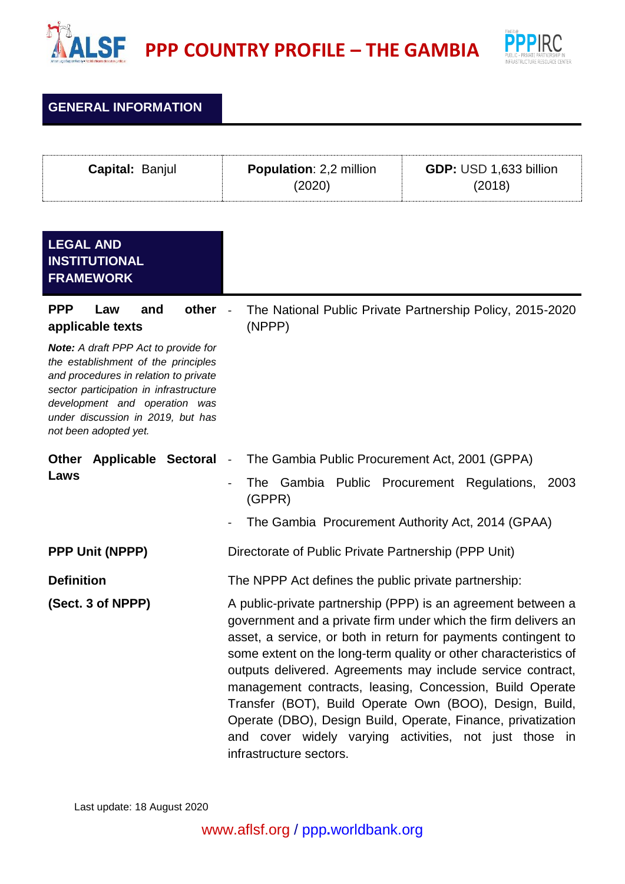# PPP COUNTRY PROFILE – THE GAMBIA

## GENERAL INFORMATION

| **Capital:** Banjul | **Population**: 2,2 million (2020) | **GDP:** USD 1,633 billion (2018) |
|---|---|---|

## LEGAL AND INSTITUTIONAL FRAMEWORK

| | |
|---|---|
| **PPP Law and other applicable texts**<br>***Note:*** *A draft PPP Act to provide for the establishment of the principles and procedures in relation to private sector participation in infrastructure development and operation was under discussion in 2019, but has not been adopted yet.* | - The National Public Private Partnership Policy, 2015-2020 (NPPP) |
| **Other Applicable Sectoral Laws** | - The Gambia Public Procurement Act, 2001 (GPPA)<br>- The Gambia Public Procurement Regulations, 2003 (GPPR)<br>- The Gambia Procurement Authority Act, 2014 (GPAA) |
| **PPP Unit (NPPP)** | Directorate of Public Private Partnership (PPP Unit) |
| **Definition**<br>**(Sect. 3 of NPPP)** | The NPPP Act defines the public private partnership:<br>A public-private partnership (PPP) is an agreement between a government and a private firm under which the firm delivers an asset, a service, or both in return for payments contingent to some extent on the long-term quality or other characteristics of outputs delivered. Agreements may include service contract, management contracts, leasing, Concession, Build Operate Transfer (BOT), Build Operate Own (BOO), Design, Build, Operate (DBO), Design Build, Operate, Finance, privatization and cover widely varying activities, not just those in infrastructure sectors. |

Last update: 18 August 2020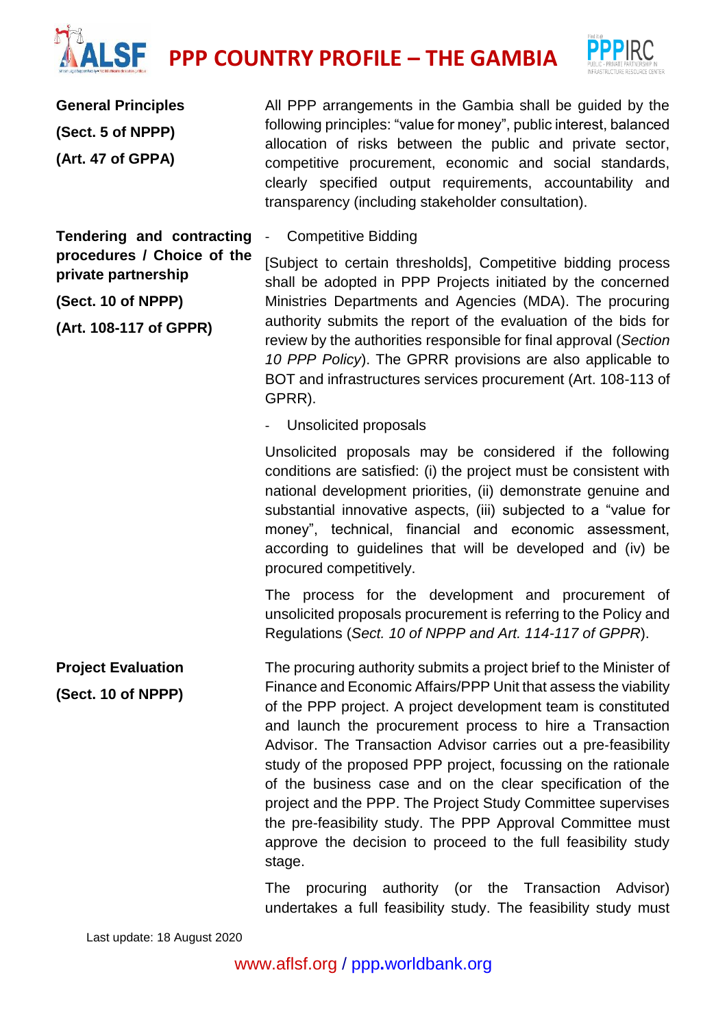| | |
|---|---|
| **General Principles**<br><br>**(Sect. 5 of NPPP)**<br><br>**(Art. 47 of GPPA)** | All PPP arrangements in the Gambia shall be guided by the following principles: "value for money", public interest, balanced allocation of risks between the public and private sector, competitive procurement, economic and social standards, clearly specified output requirements, accountability and transparency (including stakeholder consultation). |
| **Tendering and contracting procedures / Choice of the private partnership**<br><br>**(Sect. 10 of NPPP)**<br><br>**(Art. 108-117 of GPPR)** | - Competitive Bidding<br><br>[Subject to certain thresholds], Competitive bidding process shall be adopted in PPP Projects initiated by the concerned Ministries Departments and Agencies (MDA). The procuring authority submits the report of the evaluation of the bids for review by the authorities responsible for final approval (*Section 10 PPP Policy*). The GPRR provisions are also applicable to BOT and infrastructures services procurement (Art. 108-113 of GPRR).<br><br>- Unsolicited proposals<br><br>Unsolicited proposals may be considered if the following conditions are satisfied: (i) the project must be consistent with national development priorities, (ii) demonstrate genuine and substantial innovative aspects, (iii) subjected to a "value for money", technical, financial and economic assessment, according to guidelines that will be developed and (iv) be procured competitively.<br><br>The process for the development and procurement of unsolicited proposals procurement is referring to the Policy and Regulations (*Sect. 10 of NPPP and Art. 114-117 of GPPR*). |
| **Project Evaluation**<br><br>**(Sect. 10 of NPPP)** | The procuring authority submits a project brief to the Minister of Finance and Economic Affairs/PPP Unit that assess the viability of the PPP project. A project development team is constituted and launch the procurement process to hire a Transaction Advisor. The Transaction Advisor carries out a pre-feasibility study of the proposed PPP project, focussing on the rationale of the business case and on the clear specification of the project and the PPP. The Project Study Committee supervises the pre-feasibility study. The PPP Approval Committee must approve the decision to proceed to the full feasibility study stage.<br><br>The procuring authority (or the Transaction Advisor) undertakes a full feasibility study. The feasibility study must |

Last update: 18 August 2020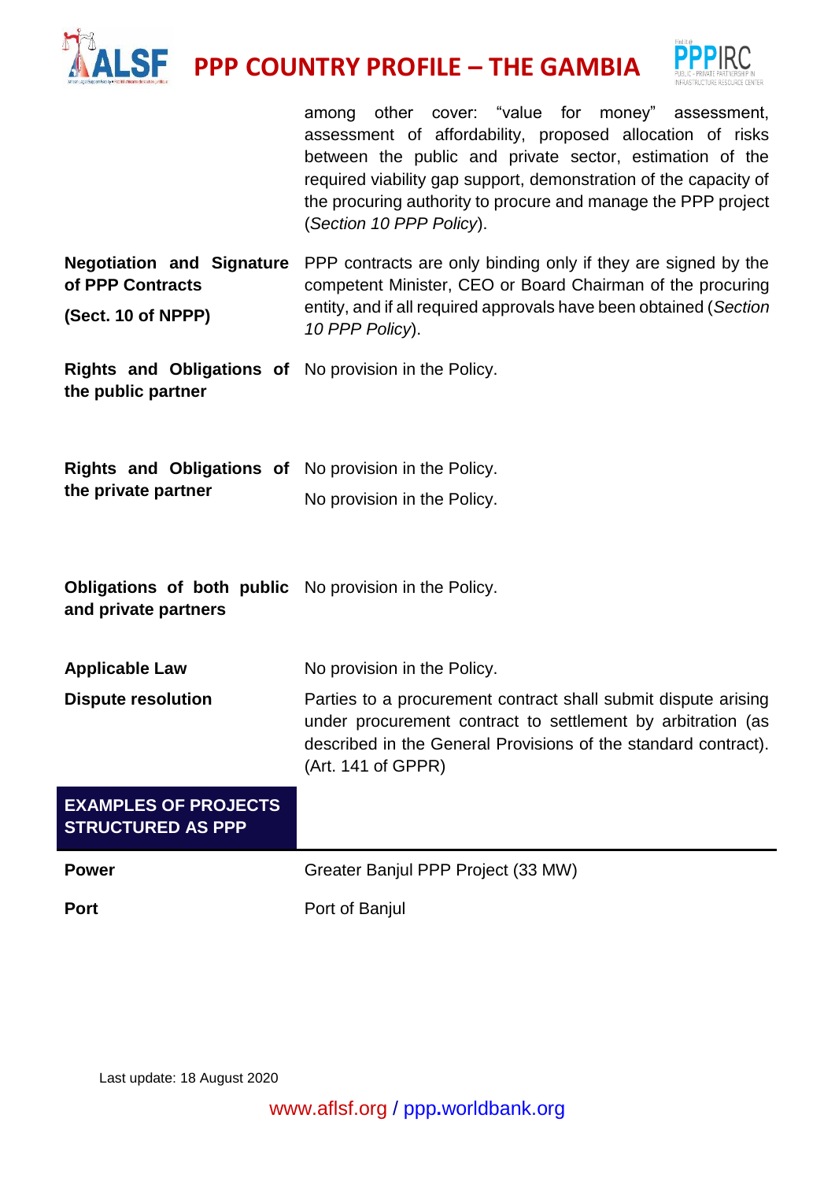| | |
|---|---|
| | among other cover: "value for money" assessment, assessment of affordability, proposed allocation of risks between the public and private sector, estimation of the required viability gap support, demonstration of the capacity of the procuring authority to procure and manage the PPP project (*Section 10 PPP Policy*). |
| **Negotiation and Signature of PPP Contracts** **(Sect. 10 of NPPP)** | PPP contracts are only binding only if they are signed by the competent Minister, CEO or Board Chairman of the procuring entity, and if all required approvals have been obtained (*Section 10 PPP Policy*). |
| **Rights and Obligations of the public partner** | No provision in the Policy. |
| **Rights and Obligations of the private partner** | No provision in the Policy. No provision in the Policy. |
| **Obligations of both public and private partners** | No provision in the Policy. |
| **Applicable Law** | No provision in the Policy. |
| **Dispute resolution** | Parties to a procurement contract shall submit dispute arising under procurement contract to settlement by arbitration (as described in the General Provisions of the standard contract). (Art. 141 of GPPR) |

## EXAMPLES OF PROJECTS STRUCTURED AS PPP

| | |
|---|---|
| **Power** | Greater Banjul PPP Project (33 MW) |
| **Port** | Port of Banjul |

Last update: 18 August 2020

www.aflsf.org / ppp.worldbank.org